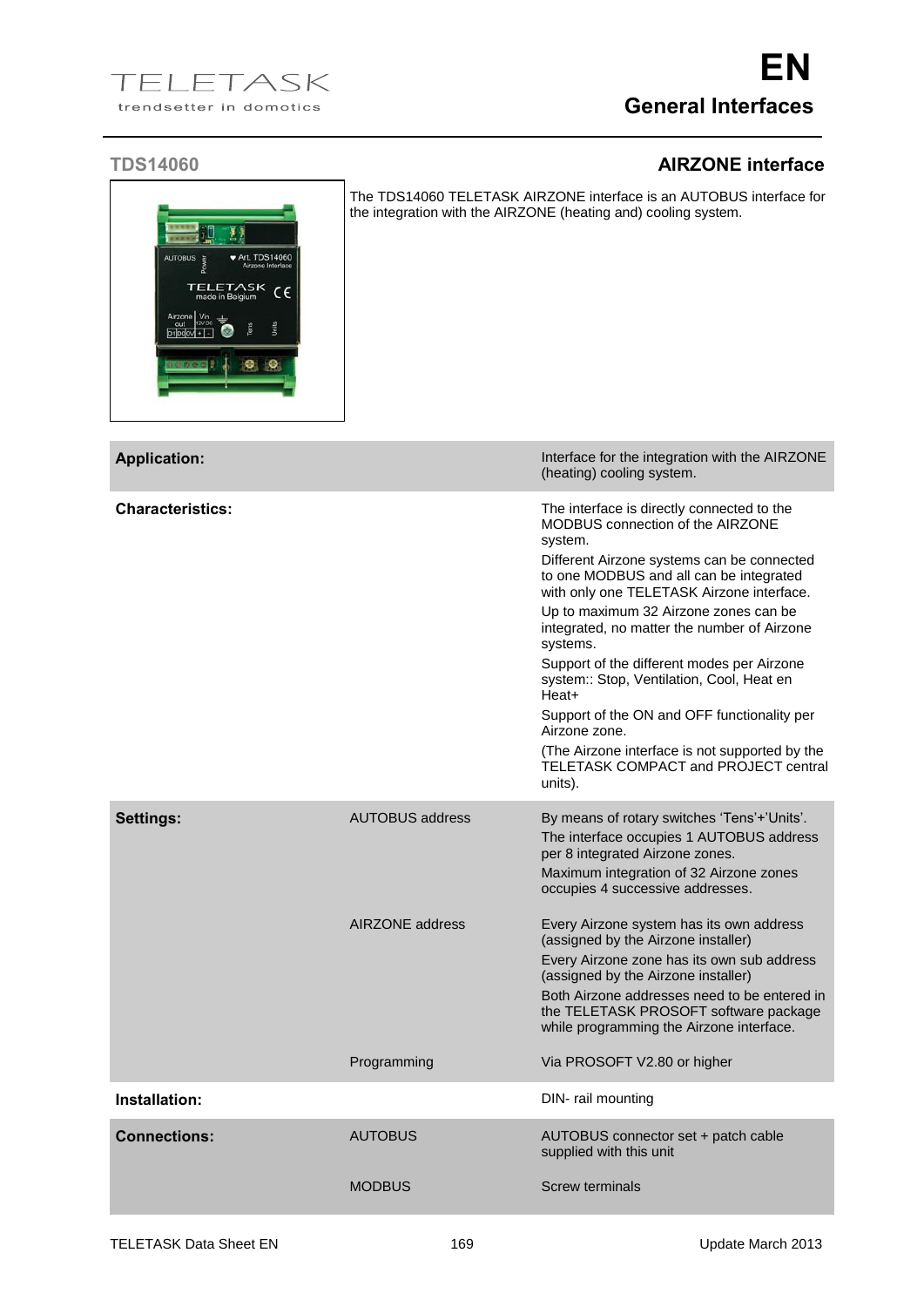# General Interfaces

## TDS14060 — AIRZONE interface

The TDS14060 TELETASK AIRZONE interface is an AUTOBUS interface for the integration with the AIRZONE (heating and) cooling system.

| | | |
|---|---|---|
| **Application:** | | Interface for the integration with the AIRZONE (heating) cooling system. |
| **Characteristics:** | | The interface is directly connected to the MODBUS connection of the AIRZONE system.<br>Different Airzone systems can be connected to one MODBUS and all can be integrated with only one TELETASK Airzone interface.<br>Up to maximum 32 Airzone zones can be integrated, no matter the number of Airzone systems.<br>Support of the different modes per Airzone system:: Stop, Ventilation, Cool, Heat en Heat+<br>Support of the ON and OFF functionality per Airzone zone.<br>(The Airzone interface is not supported by the TELETASK COMPACT and PROJECT central units). |
| **Settings:** | AUTOBUS address | By means of rotary switches 'Tens'+'Units'.<br>The interface occupies 1 AUTOBUS address per 8 integrated Airzone zones.<br>Maximum integration of 32 Airzone zones occupies 4 successive addresses. |
| | AIRZONE address | Every Airzone system has its own address (assigned by the Airzone installer)<br>Every Airzone zone has its own sub address (assigned by the Airzone installer)<br>Both Airzone addresses need to be entered in the TELETASK PROSOFT software package while programming the Airzone interface. |
| | Programming | Via PROSOFT V2.80 or higher |
| **Installation:** | | DIN- rail mounting |
| **Connections:** | AUTOBUS | AUTOBUS connector set + patch cable supplied with this unit |
| | MODBUS | Screw terminals |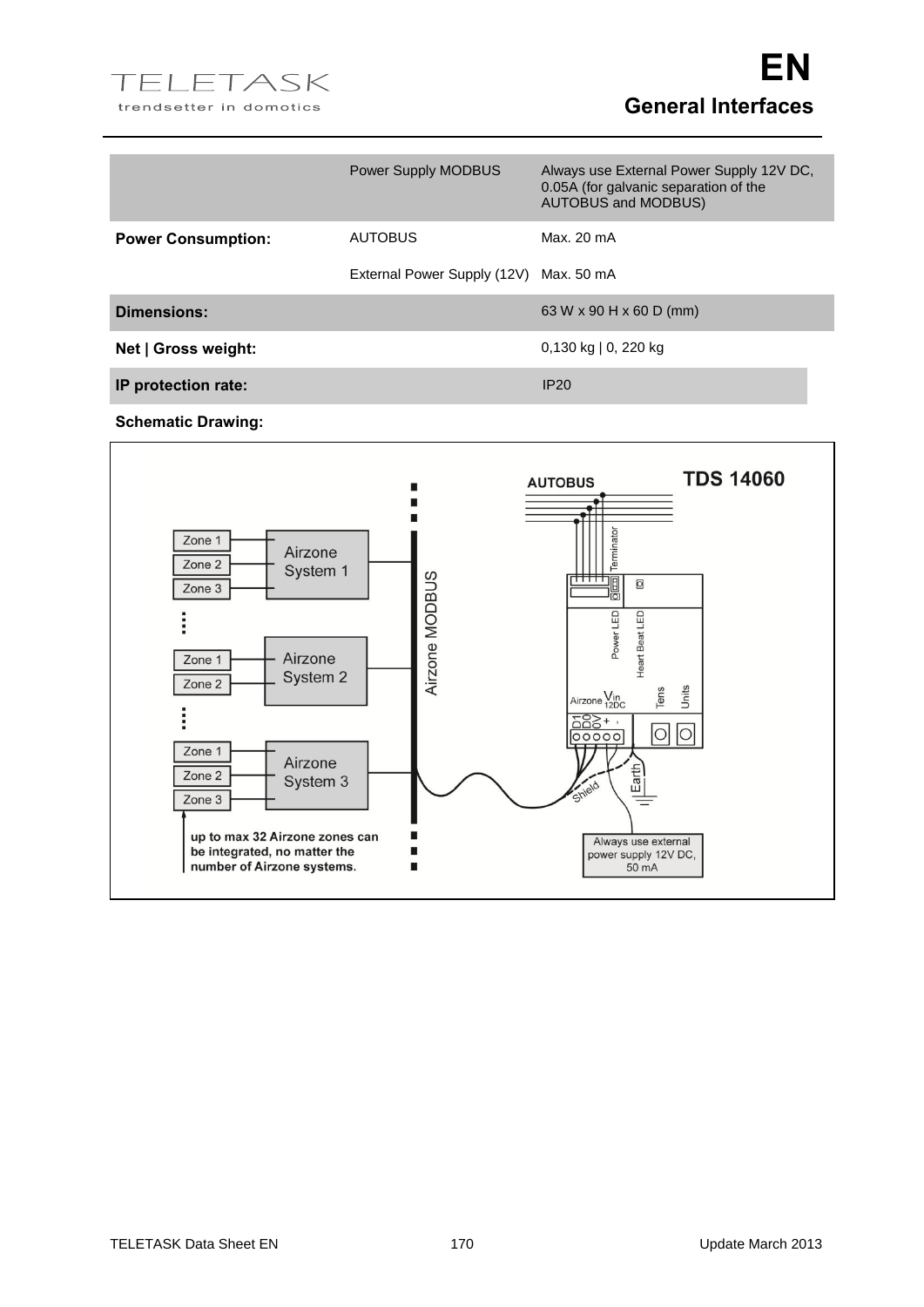| | | |
|---|---|---|
| | Power Supply MODBUS | Always use External Power Supply 12V DC, 0.05A (for galvanic separation of the AUTOBUS and MODBUS) |
| **Power Consumption:** | AUTOBUS | Max. 20 mA |
| | External Power Supply (12V) | Max. 50 mA |
| **Dimensions:** | | 63 W x 90 H x 60 D (mm) |
| **Net \| Gross weight:** | | 0,130 kg \| 0, 220 kg |
| **IP protection rate:** | | IP20 |

**Schematic Drawing:**

TDS 14060

AUTOBUS

Terminator

Zone 1
Zone 2
Zone 3
Airzone System 1

Zone 1
Zone 2
Airzone System 2

Zone 1
Zone 2
Zone 3
Airzone System 3

Airzone MODBUS

Power LED
Heart Beat LED

Airzone $V_{in}$ 12DC
Tens
Units

D1
D0
0V
+
-

Shield
Earth

up to max 32 Airzone zones can be integrated, no matter the number of Airzone systems.

Always use external power supply 12V DC, 50 mA